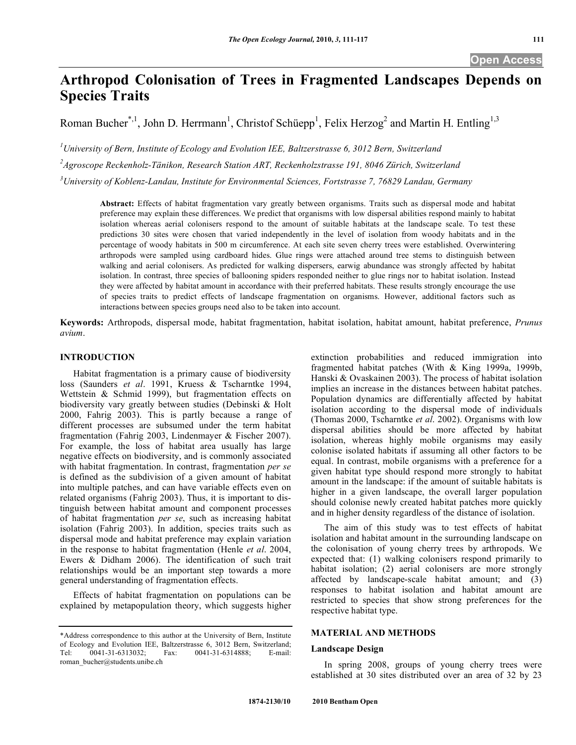Open Access

# Arthropod Colonisation of Trees in Fragmented Landscapes Depends on Species Traits

Roman Bucher*[,1], John D. Herrmann[1], Christof Schüepp[1], Felix Herzog[2] and Martin H. Entling[1,3]

[1]University of Bern, Institute of Ecology and Evolution IEE, Baltzerstrasse 6, 3012 Bern, Switzerland

[2]Agroscope Reckenholz-Tänikon, Research Station ART, Reckenholzstrasse 191, 8046 Zürich, Switzerland

[3]University of Koblenz-Landau, Institute for Environmental Sciences, Fortstrasse 7, 76829 Landau, Germany

**Abstract:** Effects of habitat fragmentation vary greatly between organisms. Traits such as dispersal mode and habitat preference may explain these differences. We predict that organisms with low dispersal abilities respond mainly to habitat isolation whereas aerial colonisers respond to the amount of suitable habitats at the landscape scale. To test these predictions 30 sites were chosen that varied independently in the level of isolation from woody habitats and in the percentage of woody habitats in 500 m circumference. At each site seven cherry trees were established. Overwintering arthropods were sampled using cardboard hides. Glue rings were attached around tree stems to distinguish between walking and aerial colonisers. As predicted for walking dispersers, earwig abundance was strongly affected by habitat isolation. In contrast, three species of ballooning spiders responded neither to glue rings nor to habitat isolation. Instead they were affected by habitat amount in accordance with their preferred habitats. These results strongly encourage the use of species traits to predict effects of landscape fragmentation on organisms. However, additional factors such as interactions between species groups need also to be taken into account.

**Keywords:** Arthropods, dispersal mode, habitat fragmentation, habitat isolation, habitat amount, habitat preference, *Prunus avium*.

## INTRODUCTION

Habitat fragmentation is a primary cause of biodiversity loss (Saunders *et al*. 1991, Kruess & Tscharntke 1994, Wettstein & Schmid 1999), but fragmentation effects on biodiversity vary greatly between studies (Debinski & Holt 2000, Fahrig 2003). This is partly because a range of different processes are subsumed under the term habitat fragmentation (Fahrig 2003, Lindenmayer & Fischer 2007). For example, the loss of habitat area usually has large negative effects on biodiversity, and is commonly associated with habitat fragmentation. In contrast, fragmentation *per se* is defined as the subdivision of a given amount of habitat into multiple patches, and can have variable effects even on related organisms (Fahrig 2003). Thus, it is important to distinguish between habitat amount and component processes of habitat fragmentation *per se*, such as increasing habitat isolation (Fahrig 2003). In addition, species traits such as dispersal mode and habitat preference may explain variation in the response to habitat fragmentation (Henle *et al*. 2004, Ewers & Didham 2006). The identification of such trait relationships would be an important step towards a more general understanding of fragmentation effects.

Effects of habitat fragmentation on populations can be explained by metapopulation theory, which suggests higher extinction probabilities and reduced immigration into fragmented habitat patches (With & King 1999a, 1999b, Hanski & Ovaskainen 2003). The process of habitat isolation implies an increase in the distances between habitat patches. Population dynamics are differentially affected by habitat isolation according to the dispersal mode of individuals (Thomas 2000, Tscharntke *et al*. 2002). Organisms with low dispersal abilities should be more affected by habitat isolation, whereas highly mobile organisms may easily colonise isolated habitats if assuming all other factors to be equal. In contrast, mobile organisms with a preference for a given habitat type should respond more strongly to habitat amount in the landscape: if the amount of suitable habitats is higher in a given landscape, the overall larger population should colonise newly created habitat patches more quickly and in higher density regardless of the distance of isolation.

The aim of this study was to test effects of habitat isolation and habitat amount in the surrounding landscape on the colonisation of young cherry trees by arthropods. We expected that: (1) walking colonisers respond primarily to habitat isolation; (2) aerial colonisers are more strongly affected by landscape-scale habitat amount; and (3) responses to habitat isolation and habitat amount are restricted to species that show strong preferences for the respective habitat type.

## MATERIAL AND METHODS

### Landscape Design

In spring 2008, groups of young cherry trees were established at 30 sites distributed over an area of 32 by 23

*Address correspondence to this author at the University of Bern, Institute of Ecology and Evolution IEE, Baltzerstrasse 6, 3012 Bern, Switzerland; Tel: 0041-31-6313032; Fax: 0041-31-6314888; E-mail: roman_bucher@students.unibe.ch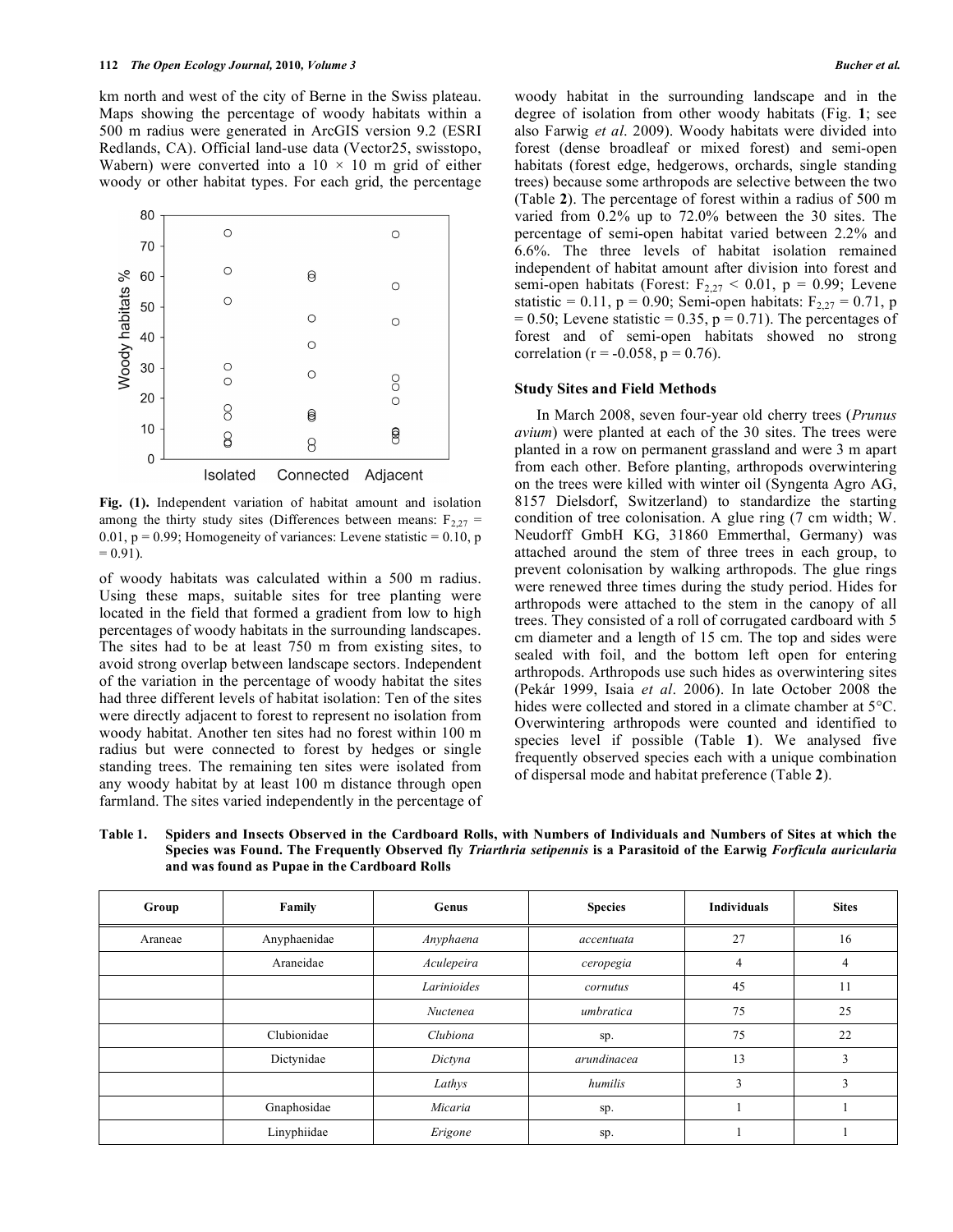km north and west of the city of Berne in the Swiss plateau. Maps showing the percentage of woody habitats within a 500 m radius were generated in ArcGIS version 9.2 (ESRI Redlands, CA). Official land-use data (Vector25, swisstopo, Wabern) were converted into a 10 × 10 m grid of either woody or other habitat types. For each grid, the percentage of woody habitats was calculated within a 500 m radius. Using these maps, suitable sites for tree planting were located in the field that formed a gradient from low to high percentages of woody habitats in the surrounding landscapes. The sites had to be at least 750 m from existing sites, to avoid strong overlap between landscape sectors. Independent of the variation in the percentage of woody habitat the sites had three different levels of habitat isolation: Ten of the sites were directly adjacent to forest to represent no isolation from woody habitat. Another ten sites had no forest within 100 m radius but were connected to forest by hedges or single standing trees. The remaining ten sites were isolated from any woody habitat by at least 100 m distance through open farmland. The sites varied independently in the percentage of woody habitat in the surrounding landscape and in the degree of isolation from other woody habitats (Fig. **1**; see also Farwig *et al*. 2009). Woody habitats were divided into forest (dense broadleaf or mixed forest) and semi-open habitats (forest edge, hedgerows, orchards, single standing trees) because some arthropods are selective between the two (Table **2**). The percentage of forest within a radius of 500 m varied from 0.2% up to 72.0% between the 30 sites. The percentage of semi-open habitat varied between 2.2% and 6.6%. The three levels of habitat isolation remained independent of habitat amount after division into forest and semi-open habitats (Forest: $F_{2,27} < 0.01$, $p = 0.99$; Levene statistic = 0.11, $p = 0.90$; Semi-open habitats: $F_{2,27} = 0.71$, $p = 0.50$; Levene statistic = 0.35, $p = 0.71$). The percentages of forest and of semi-open habitats showed no strong correlation ($r = -0.058$, $p = 0.76$).

**Fig. (1).** Independent variation of habitat amount and isolation among the thirty study sites (Differences between means: $F_{2,27} = 0.01$, $p = 0.99$; Homogeneity of variances: Levene statistic = 0.10, $p = 0.91$).

### Study Sites and Field Methods

In March 2008, seven four-year old cherry trees (*Prunus avium*) were planted at each of the 30 sites. The trees were planted in a row on permanent grassland and were 3 m apart from each other. Before planting, arthropods overwintering on the trees were killed with winter oil (Syngenta Agro AG, 8157 Dielsdorf, Switzerland) to standardize the starting condition of tree colonisation. A glue ring (7 cm width; W. Neudorff GmbH KG, 31860 Emmerthal, Germany) was attached around the stem of three trees in each group, to prevent colonisation by walking arthropods. The glue rings were renewed three times during the study period. Hides for arthropods were attached to the stem in the canopy of all trees. They consisted of a roll of corrugated cardboard with 5 cm diameter and a length of 15 cm. The top and sides were sealed with foil, and the bottom left open for entering arthropods. Arthropods use such hides as overwintering sites (Pekár 1999, Isaia *et al*. 2006). In late October 2008 the hides were collected and stored in a climate chamber at 5°C. Overwintering arthropods were counted and identified to species level if possible (Table **1**). We analysed five frequently observed species each with a unique combination of dispersal mode and habitat preference (Table **2**).

**Table 1. Spiders and Insects Observed in the Cardboard Rolls, with Numbers of Individuals and Numbers of Sites at which the Species was Found. The Frequently Observed fly *Triarthria setipennis* is a Parasitoid of the Earwig *Forficula auricularia* and was found as Pupae in the Cardboard Rolls**

| Group | Family | Genus | Species | Individuals | Sites |
|---|---|---|---|---|---|
| Araneae | Anyphaenidae | *Anyphaena* | *accentuata* | 27 | 16 |
| | Araneidae | *Aculepeira* | *ceropegia* | 4 | 4 |
| | | *Larinioides* | *cornutus* | 45 | 11 |
| | | *Nuctenea* | *umbratica* | 75 | 25 |
| | Clubionidae | *Clubiona* | sp. | 75 | 22 |
| | Dictynidae | *Dictyna* | *arundinacea* | 13 | 3 |
| | | *Lathys* | *humilis* | 3 | 3 |
| | Gnaphosidae | *Micaria* | sp. | 1 | 1 |
| | Linyphiidae | *Erigone* | sp. | 1 | 1 |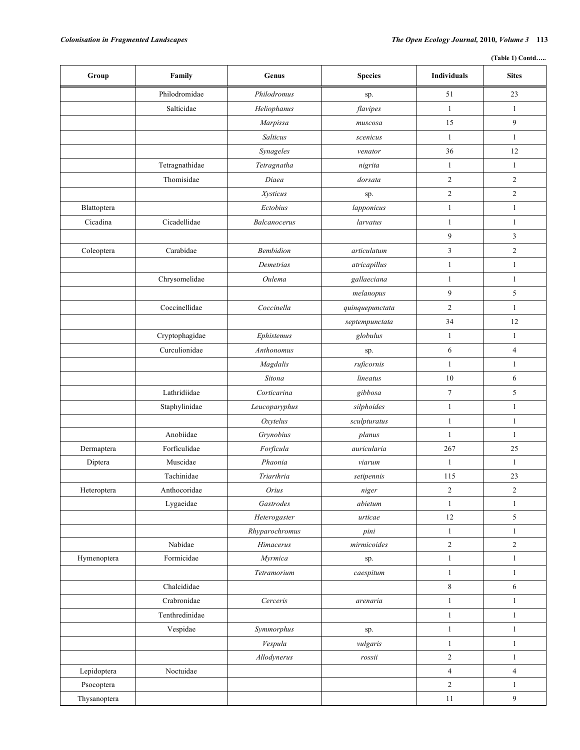(Table 1) Contd…..

| Group | Family | Genus | Species | Individuals | Sites |
|---|---|---|---|---|---|
| | Philodromidae | *Philodromus* | sp. | 51 | 23 |
| | Salticidae | *Heliophanus* | *flavipes* | 1 | 1 |
| | | *Marpissa* | *muscosa* | 15 | 9 |
| | | *Salticus* | *scenicus* | 1 | 1 |
| | | *Synageles* | *venator* | 36 | 12 |
| | Tetragnathidae | *Tetragnatha* | *nigrita* | 1 | 1 |
| | Thomisidae | *Diaea* | *dorsata* | 2 | 2 |
| | | *Xysticus* | sp. | 2 | 2 |
| Blattoptera | | *Ectobius* | *lapponicus* | 1 | 1 |
| Cicadina | Cicadellidae | *Balcanocerus* | *larvatus* | 1 | 1 |
| | | | | 9 | 3 |
| Coleoptera | Carabidae | *Bembidion* | *articulatum* | 3 | 2 |
| | | *Demetrias* | *atricapillus* | 1 | 1 |
| | Chrysomelidae | *Oulema* | *gallaeciana* | 1 | 1 |
| | | | *melanopus* | 9 | 5 |
| | Coccinellidae | *Coccinella* | *quinquepunctata* | 2 | 1 |
| | | | *septempunctata* | 34 | 12 |
| | Cryptophagidae | *Ephistemus* | *globulus* | 1 | 1 |
| | Curculionidae | *Anthonomus* | sp. | 6 | 4 |
| | | *Magdalis* | *ruficornis* | 1 | 1 |
| | | *Sitona* | *lineatus* | 10 | 6 |
| | Lathridiidae | *Corticarina* | *gibbosa* | 7 | 5 |
| | Staphylinidae | *Leucoparyphus* | *silphoides* | 1 | 1 |
| | | *Oxytelus* | *sculpturatus* | 1 | 1 |
| | Anobiidae | *Grynobius* | *planus* | 1 | 1 |
| Dermaptera | Forficulidae | *Forficula* | *auricularia* | 267 | 25 |
| Diptera | Muscidae | *Phaonia* | *viarum* | 1 | 1 |
| | Tachinidae | *Triarthria* | *setipennis* | 115 | 23 |
| Heteroptera | Anthocoridae | *Orius* | *niger* | 2 | 2 |
| | Lygaeidae | *Gastrodes* | *abietum* | 1 | 1 |
| | | *Heterogaster* | *urticae* | 12 | 5 |
| | | *Rhyparochromus* | *pini* | 1 | 1 |
| | Nabidae | *Himacerus* | *mirmicoides* | 2 | 2 |
| Hymenoptera | Formicidae | *Myrmica* | sp. | 1 | 1 |
| | | *Tetramorium* | *caespitum* | 1 | 1 |
| | Chalcididae | | | 8 | 6 |
| | Crabronidae | *Cerceris* | *arenaria* | 1 | 1 |
| | Tenthredinidae | | | 1 | 1 |
| | Vespidae | *Symmorphus* | sp. | 1 | 1 |
| | | *Vespula* | *vulgaris* | 1 | 1 |
| | | *Allodynerus* | *rossii* | 2 | 1 |
| Lepidoptera | Noctuidae | | | 4 | 4 |
| Psocoptera | | | | 2 | 1 |
| Thysanoptera | | | | 11 | 9 |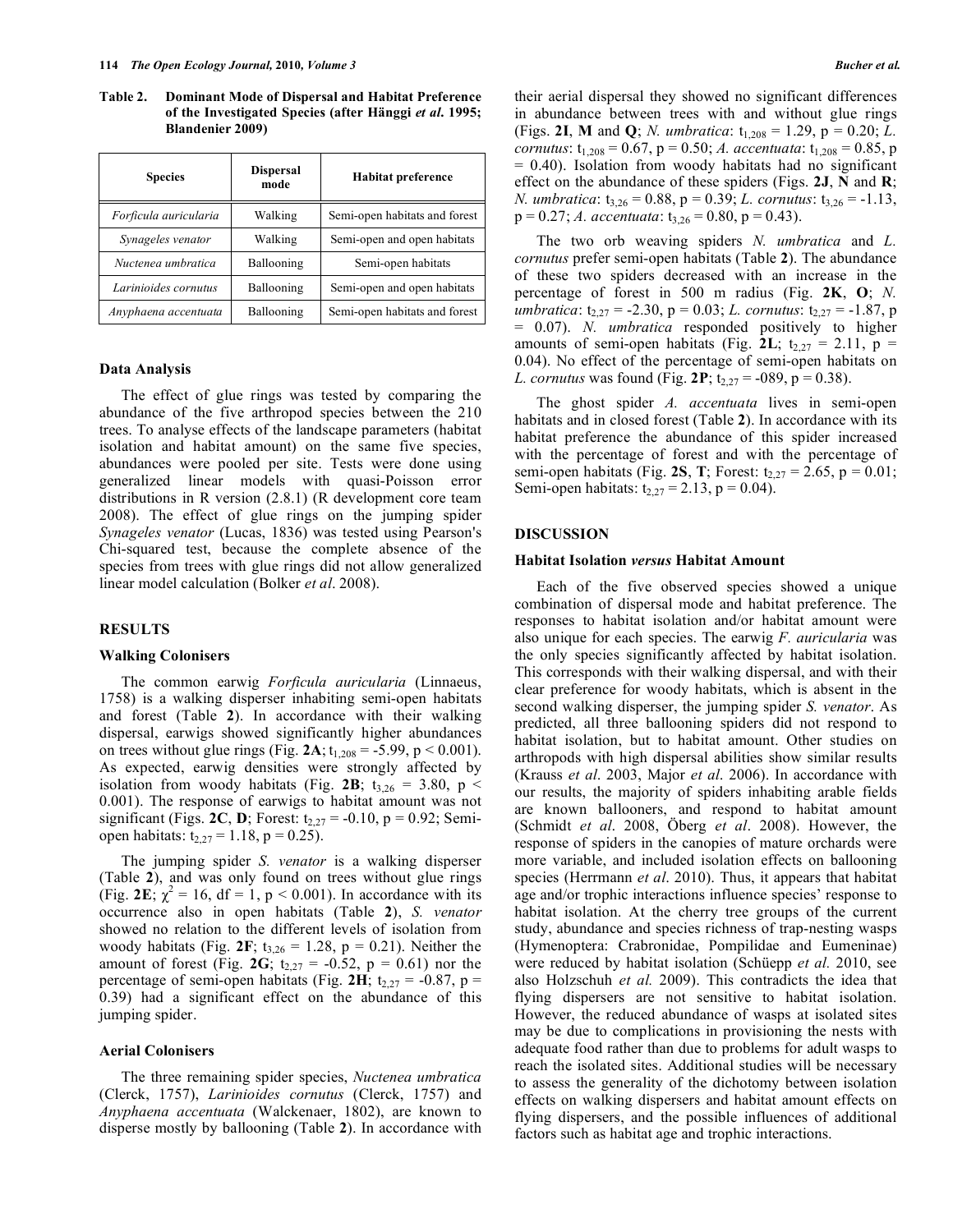**Table 2. Dominant Mode of Dispersal and Habitat Preference of the Investigated Species (after Hänggi *et al.* 1995; Blandenier 2009)**

| Species | Dispersal mode | Habitat preference |
|---|---|---|
| *Forficula auricularia* | Walking | Semi-open habitats and forest |
| *Synageles venator* | Walking | Semi-open and open habitats |
| *Nuctenea umbratica* | Ballooning | Semi-open habitats |
| *Larinioides cornutus* | Ballooning | Semi-open and open habitats |
| *Anyphaena accentuata* | Ballooning | Semi-open habitats and forest |

### Data Analysis

The effect of glue rings was tested by comparing the abundance of the five arthropod species between the 210 trees. To analyse effects of the landscape parameters (habitat isolation and habitat amount) on the same five species, abundances were pooled per site. Tests were done using generalized linear models with quasi-Poisson error distributions in R version (2.8.1) (R development core team 2008). The effect of glue rings on the jumping spider *Synageles venator* (Lucas, 1836) was tested using Pearson's Chi-squared test, because the complete absence of the species from trees with glue rings did not allow generalized linear model calculation (Bolker *et al*. 2008).

## RESULTS

### Walking Colonisers

The common earwig *Forficula auricularia* (Linnaeus, 1758) is a walking disperser inhabiting semi-open habitats and forest (Table **2**). In accordance with their walking dispersal, earwigs showed significantly higher abundances on trees without glue rings (Fig. **2A**; $t_{1,208} = -5.99$, $p < 0.001$). As expected, earwig densities were strongly affected by isolation from woody habitats (Fig. **2B**; $t_{3,26} = 3.80$, $p < 0.001$). The response of earwigs to habitat amount was not significant (Figs. **2C**, **D**; Forest: $t_{2,27} = -0.10$, $p = 0.92$; Semi-open habitats: $t_{2,27} = 1.18$, $p = 0.25$).

The jumping spider *S. venator* is a walking disperser (Table **2**), and was only found on trees without glue rings (Fig. **2E**; $\chi^2 = 16$, df = 1, $p < 0.001$). In accordance with its occurrence also in open habitats (Table **2**), *S. venator* showed no relation to the different levels of isolation from woody habitats (Fig. **2F**; $t_{3,26} = 1.28$, $p = 0.21$). Neither the amount of forest (Fig. **2G**; $t_{2,27} = -0.52$, $p = 0.61$) nor the percentage of semi-open habitats (Fig. **2H**; $t_{2,27} = -0.87$, $p = 0.39$) had a significant effect on the abundance of this jumping spider.

### Aerial Colonisers

The three remaining spider species, *Nuctenea umbratica* (Clerck, 1757), *Larinioides cornutus* (Clerck, 1757) and *Anyphaena accentuata* (Walckenaer, 1802), are known to disperse mostly by ballooning (Table **2**). In accordance with their aerial dispersal they showed no significant differences in abundance between trees with and without glue rings (Figs. **2I**, **M** and **Q**; *N. umbratica*: $t_{1,208} = 1.29$, $p = 0.20$; *L. cornutus*: $t_{1,208} = 0.67$, $p = 0.50$; *A. accentuata*: $t_{1,208} = 0.85$, $p = 0.40$). Isolation from woody habitats had no significant effect on the abundance of these spiders (Figs. **2J**, **N** and **R**; *N. umbratica*: $t_{3,26} = 0.88$, $p = 0.39$; *L. cornutus*: $t_{3,26} = -1.13$, $p = 0.27$; *A. accentuata*: $t_{3,26} = 0.80$, $p = 0.43$).

The two orb weaving spiders *N. umbratica* and *L. cornutus* prefer semi-open habitats (Table **2**). The abundance of these two spiders decreased with an increase in the percentage of forest in 500 m radius (Fig. **2K**, **O**; *N. umbratica*: $t_{2,27} = -2.30$, $p = 0.03$; *L. cornutus*: $t_{2,27} = -1.87$, $p = 0.07$). *N. umbratica* responded positively to higher amounts of semi-open habitats (Fig. **2L**; $t_{2,27} = 2.11$, $p = 0.04$). No effect of the percentage of semi-open habitats on *L. cornutus* was found (Fig. **2P**; $t_{2,27} = -089$, $p = 0.38$).

The ghost spider *A. accentuata* lives in semi-open habitats and in closed forest (Table **2**). In accordance with its habitat preference the abundance of this spider increased with the percentage of forest and with the percentage of semi-open habitats (Fig. **2S**, **T**; Forest: $t_{2,27} = 2.65$, $p = 0.01$; Semi-open habitats: $t_{2,27} = 2.13$, $p = 0.04$).

## DISCUSSION

### Habitat Isolation *versus* Habitat Amount

Each of the five observed species showed a unique combination of dispersal mode and habitat preference. The responses to habitat isolation and/or habitat amount were also unique for each species. The earwig *F. auricularia* was the only species significantly affected by habitat isolation. This corresponds with their walking dispersal, and with their clear preference for woody habitats, which is absent in the second walking disperser, the jumping spider *S. venator*. As predicted, all three ballooning spiders did not respond to habitat isolation, but to habitat amount. Other studies on arthropods with high dispersal abilities show similar results (Krauss *et al*. 2003, Major *et al*. 2006). In accordance with our results, the majority of spiders inhabiting arable fields are known ballooners, and respond to habitat amount (Schmidt *et al*. 2008, Öberg *et al*. 2008). However, the response of spiders in the canopies of mature orchards were more variable, and included isolation effects on ballooning species (Herrmann *et al*. 2010). Thus, it appears that habitat age and/or trophic interactions influence species' response to habitat isolation. At the cherry tree groups of the current study, abundance and species richness of trap-nesting wasps (Hymenoptera: Crabronidae, Pompilidae and Eumeninae) were reduced by habitat isolation (Schüepp *et al.* 2010, see also Holzschuh *et al.* 2009). This contradicts the idea that flying dispersers are not sensitive to habitat isolation. However, the reduced abundance of wasps at isolated sites may be due to complications in provisioning the nests with adequate food rather than due to problems for adult wasps to reach the isolated sites. Additional studies will be necessary to assess the generality of the dichotomy between isolation effects on walking dispersers and habitat amount effects on flying dispersers, and the possible influences of additional factors such as habitat age and trophic interactions.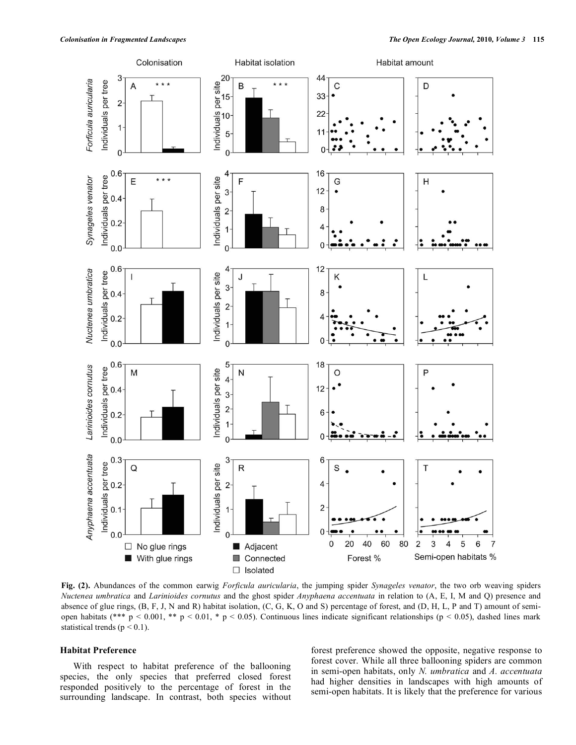**Fig. (2).** Abundances of the common earwig *Forficula auricularia*, the jumping spider *Synageles venator*, the two orb weaving spiders *Nuctenea umbratica* and *Larinioides cornutus* and the ghost spider *Anyphaena accentuata* in relation to (A, E, I, M and Q) presence and absence of glue rings, (B, F, J, N and R) habitat isolation, (C, G, K, O and S) percentage of forest, and (D, H, L, P and T) amount of semi-open habitats (*** $p < 0.001$, ** $p < 0.01$, * $p < 0.05$). Continuous lines indicate significant relationships ($p < 0.05$), dashed lines mark statistical trends ($p < 0.1$).

### Habitat Preference

With respect to habitat preference of the ballooning species, the only species that preferred closed forest responded positively to the percentage of forest in the surrounding landscape. In contrast, both species without forest preference showed the opposite, negative response to forest cover. While all three ballooning spiders are common in semi-open habitats, only *N. umbratica* and *A. accentuata* had higher densities in landscapes with high amounts of semi-open habitats. It is likely that the preference for various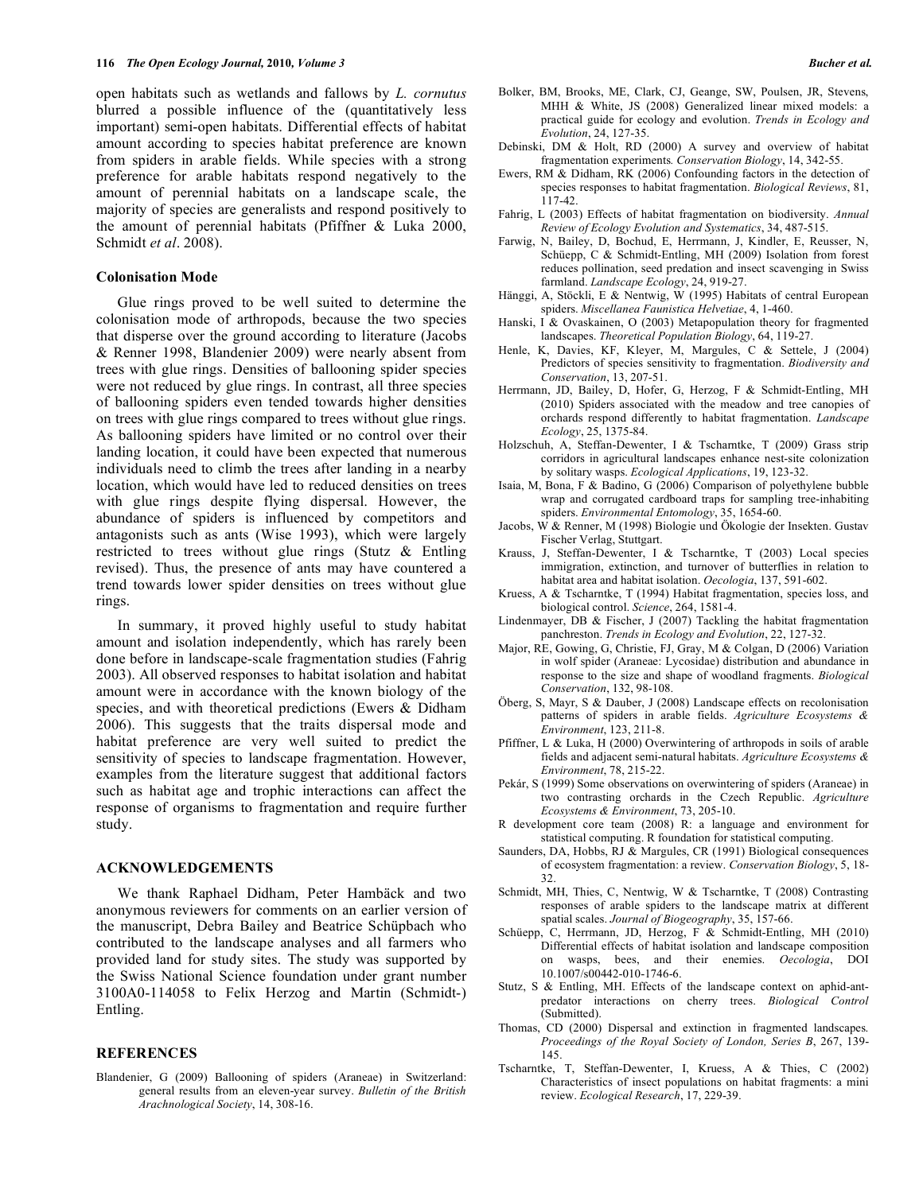open habitats such as wetlands and fallows by *L. cornutus* blurred a possible influence of the (quantitatively less important) semi-open habitats. Differential effects of habitat amount according to species habitat preference are known from spiders in arable fields. While species with a strong preference for arable habitats respond negatively to the amount of perennial habitats on a landscape scale, the majority of species are generalists and respond positively to the amount of perennial habitats (Pfiffner & Luka 2000, Schmidt *et al*. 2008).

### Colonisation Mode

Glue rings proved to be well suited to determine the colonisation mode of arthropods, because the two species that disperse over the ground according to literature (Jacobs & Renner 1998, Blandenier 2009) were nearly absent from trees with glue rings. Densities of ballooning spider species were not reduced by glue rings. In contrast, all three species of ballooning spiders even tended towards higher densities on trees with glue rings compared to trees without glue rings. As ballooning spiders have limited or no control over their landing location, it could have been expected that numerous individuals need to climb the trees after landing in a nearby location, which would have led to reduced densities on trees with glue rings despite flying dispersal. However, the abundance of spiders is influenced by competitors and antagonists such as ants (Wise 1993), which were largely restricted to trees without glue rings (Stutz & Entling revised). Thus, the presence of ants may have countered a trend towards lower spider densities on trees without glue rings.

In summary, it proved highly useful to study habitat amount and isolation independently, which has rarely been done before in landscape-scale fragmentation studies (Fahrig 2003). All observed responses to habitat isolation and habitat amount were in accordance with the known biology of the species, and with theoretical predictions (Ewers & Didham 2006). This suggests that the traits dispersal mode and habitat preference are very well suited to predict the sensitivity of species to landscape fragmentation. However, examples from the literature suggest that additional factors such as habitat age and trophic interactions can affect the response of organisms to fragmentation and require further study.

## ACKNOWLEDGEMENTS

We thank Raphael Didham, Peter Hambäck and two anonymous reviewers for comments on an earlier version of the manuscript, Debra Bailey and Beatrice Schüpbach who contributed to the landscape analyses and all farmers who provided land for study sites. The study was supported by the Swiss National Science foundation under grant number 3100A0-114058 to Felix Herzog and Martin (Schmidt-) Entling.

## REFERENCES

Blandenier, G (2009) Ballooning of spiders (Araneae) in Switzerland: general results from an eleven-year survey. *Bulletin of the British Arachnological Society*, 14, 308-16.

Bolker, BM, Brooks, ME, Clark, CJ, Geange, SW, Poulsen, JR, Stevens, MHH & White, JS (2008) Generalized linear mixed models: a practical guide for ecology and evolution. *Trends in Ecology and Evolution*, 24, 127-35.

Debinski, DM & Holt, RD (2000) A survey and overview of habitat fragmentation experiments. *Conservation Biology*, 14, 342-55.

Ewers, RM & Didham, RK (2006) Confounding factors in the detection of species responses to habitat fragmentation. *Biological Reviews*, 81, 117-42.

Fahrig, L (2003) Effects of habitat fragmentation on biodiversity. *Annual Review of Ecology Evolution and Systematics*, 34, 487-515.

Farwig, N, Bailey, D, Bochud, E, Herrmann, J, Kindler, E, Reusser, N, Schüepp, C & Schmidt-Entling, MH (2009) Isolation from forest reduces pollination, seed predation and insect scavenging in Swiss farmland. *Landscape Ecology*, 24, 919-27.

Hänggi, A, Stöckli, E & Nentwig, W (1995) Habitats of central European spiders. *Miscellanea Faunistica Helvetiae*, 4, 1-460.

Hanski, I & Ovaskainen, O (2003) Metapopulation theory for fragmented landscapes. *Theoretical Population Biology*, 64, 119-27.

Henle, K, Davies, KF, Kleyer, M, Margules, C & Settele, J (2004) Predictors of species sensitivity to fragmentation. *Biodiversity and Conservation*, 13, 207-51.

Herrmann, JD, Bailey, D, Hofer, G, Herzog, F & Schmidt-Entling, MH (2010) Spiders associated with the meadow and tree canopies of orchards respond differently to habitat fragmentation. *Landscape Ecology*, 25, 1375-84.

Holzschuh, A, Steffan-Dewenter, I & Tscharntke, T (2009) Grass strip corridors in agricultural landscapes enhance nest-site colonization by solitary wasps. *Ecological Applications*, 19, 123-32.

Isaia, M, Bona, F & Badino, G (2006) Comparison of polyethylene bubble wrap and corrugated cardboard traps for sampling tree-inhabiting spiders. *Environmental Entomology*, 35, 1654-60.

Jacobs, W & Renner, M (1998) Biologie und Ökologie der Insekten. Gustav Fischer Verlag, Stuttgart.

Krauss, J, Steffan-Dewenter, I & Tscharntke, T (2003) Local species immigration, extinction, and turnover of butterflies in relation to habitat area and habitat isolation. *Oecologia*, 137, 591-602.

Kruess, A & Tscharntke, T (1994) Habitat fragmentation, species loss, and biological control. *Science*, 264, 1581-4.

Lindenmayer, DB & Fischer, J (2007) Tackling the habitat fragmentation panchreston. *Trends in Ecology and Evolution*, 22, 127-32.

Major, RE, Gowing, G, Christie, FJ, Gray, M & Colgan, D (2006) Variation in wolf spider (Araneae: Lycosidae) distribution and abundance in response to the size and shape of woodland fragments. *Biological Conservation*, 132, 98-108.

Öberg, S, Mayr, S & Dauber, J (2008) Landscape effects on recolonisation patterns of spiders in arable fields. *Agriculture Ecosystems & Environment*, 123, 211-8.

Pfiffner, L & Luka, H (2000) Overwintering of arthropods in soils of arable fields and adjacent semi-natural habitats. *Agriculture Ecosystems & Environment*, 78, 215-22.

Pekár, S (1999) Some observations on overwintering of spiders (Araneae) in two contrasting orchards in the Czech Republic. *Agriculture Ecosystems & Environment*, 73, 205-10.

R development core team (2008) R: a language and environment for statistical computing. R foundation for statistical computing.

Saunders, DA, Hobbs, RJ & Margules, CR (1991) Biological consequences of ecosystem fragmentation: a review. *Conservation Biology*, 5, 18-32.

Schmidt, MH, Thies, C, Nentwig, W & Tscharntke, T (2008) Contrasting responses of arable spiders to the landscape matrix at different spatial scales. *Journal of Biogeography*, 35, 157-66.

Schüepp, C, Herrmann, JD, Herzog, F & Schmidt-Entling, MH (2010) Differential effects of habitat isolation and landscape composition on wasps, bees, and their enemies. *Oecologia*, DOI 10.1007/s00442-010-1746-6.

Stutz, S & Entling, MH. Effects of the landscape context on aphid-ant-predator interactions on cherry trees. *Biological Control* (Submitted).

Thomas, CD (2000) Dispersal and extinction in fragmented landscapes. *Proceedings of the Royal Society of London, Series B*, 267, 139-145.

Tscharntke, T, Steffan-Dewenter, I, Kruess, A & Thies, C (2002) Characteristics of insect populations on habitat fragments: a mini review. *Ecological Research*, 17, 229-39.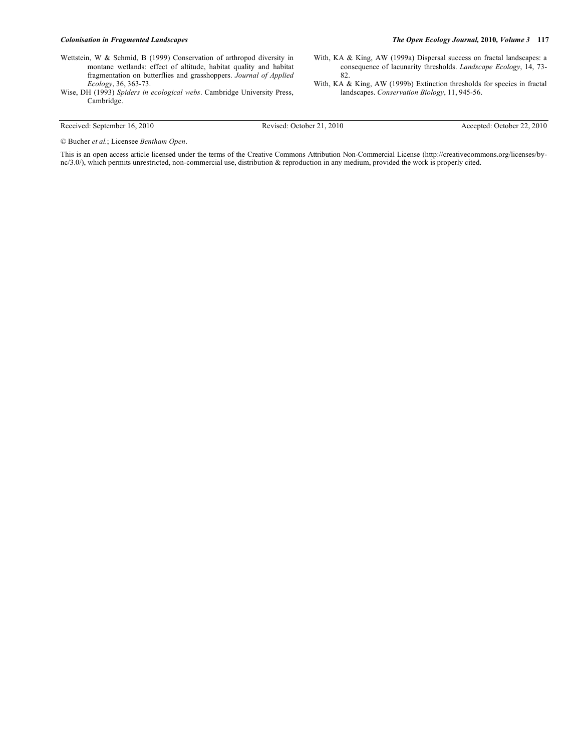Wettstein, W & Schmid, B (1999) Conservation of arthropod diversity in montane wetlands: effect of altitude, habitat quality and habitat fragmentation on butterflies and grasshoppers. *Journal of Applied Ecology*, 36, 363-73.

Wise, DH (1993) *Spiders in ecological webs*. Cambridge University Press, Cambridge.

With, KA & King, AW (1999a) Dispersal success on fractal landscapes: a consequence of lacunarity thresholds. *Landscape Ecology*, 14, 73-82.

With, KA & King, AW (1999b) Extinction thresholds for species in fractal landscapes. *Conservation Biology*, 11, 945-56.

Received: September 16, 2010 Revised: October 21, 2010 Accepted: October 22, 2010

© Bucher *et al.*; Licensee *Bentham Open*.

This is an open access article licensed under the terms of the Creative Commons Attribution Non-Commercial License (http://creativecommons.org/licenses/by-nc/3.0/), which permits unrestricted, non-commercial use, distribution & reproduction in any medium, provided the work is properly cited.